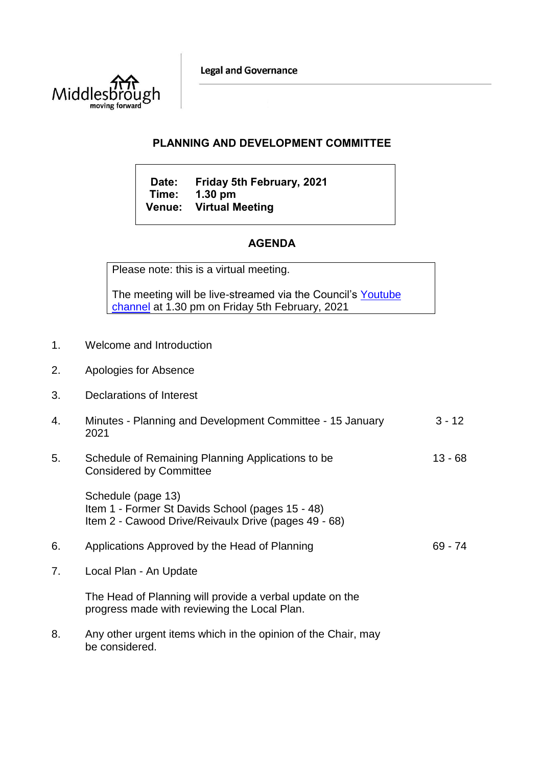Middlesbrough
moving forward

Legal and Governance

## PLANNING AND DEVELOPMENT COMMITTEE

**Date:** Friday 5th February, 2021
**Time:** 1.30 pm
**Venue:** Virtual Meeting

## AGENDA

Please note: this is a virtual meeting.

The meeting will be live-streamed via the Council's Youtube channel at 1.30 pm on Friday 5th February, 2021

1. Welcome and Introduction

2. Apologies for Absence

3. Declarations of Interest

4. Minutes - Planning and Development Committee - 15 January 2021 — 3 - 12

5. Schedule of Remaining Planning Applications to be Considered by Committee — 13 - 68

   Schedule (page 13)
   Item 1 - Former St Davids School (pages 15 - 48)
   Item 2 - Cawood Drive/Reivaulx Drive (pages 49 - 68)

6. Applications Approved by the Head of Planning — 69 - 74

7. Local Plan - An Update

   The Head of Planning will provide a verbal update on the progress made with reviewing the Local Plan.

8. Any other urgent items which in the opinion of the Chair, may be considered.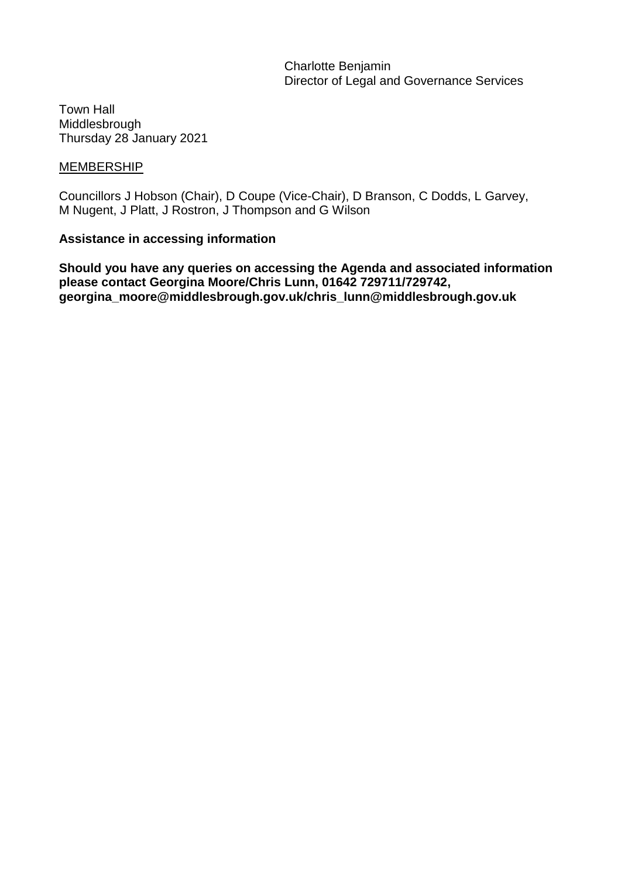Charlotte Benjamin
Director of Legal and Governance Services

Town Hall
Middlesbrough
Thursday 28 January 2021

MEMBERSHIP

Councillors J Hobson (Chair), D Coupe (Vice-Chair), D Branson, C Dodds, L Garvey, M Nugent, J Platt, J Rostron, J Thompson and G Wilson

**Assistance in accessing information**

**Should you have any queries on accessing the Agenda and associated information please contact Georgina Moore/Chris Lunn, 01642 729711/729742, georgina_moore@middlesbrough.gov.uk/chris_lunn@middlesbrough.gov.uk**